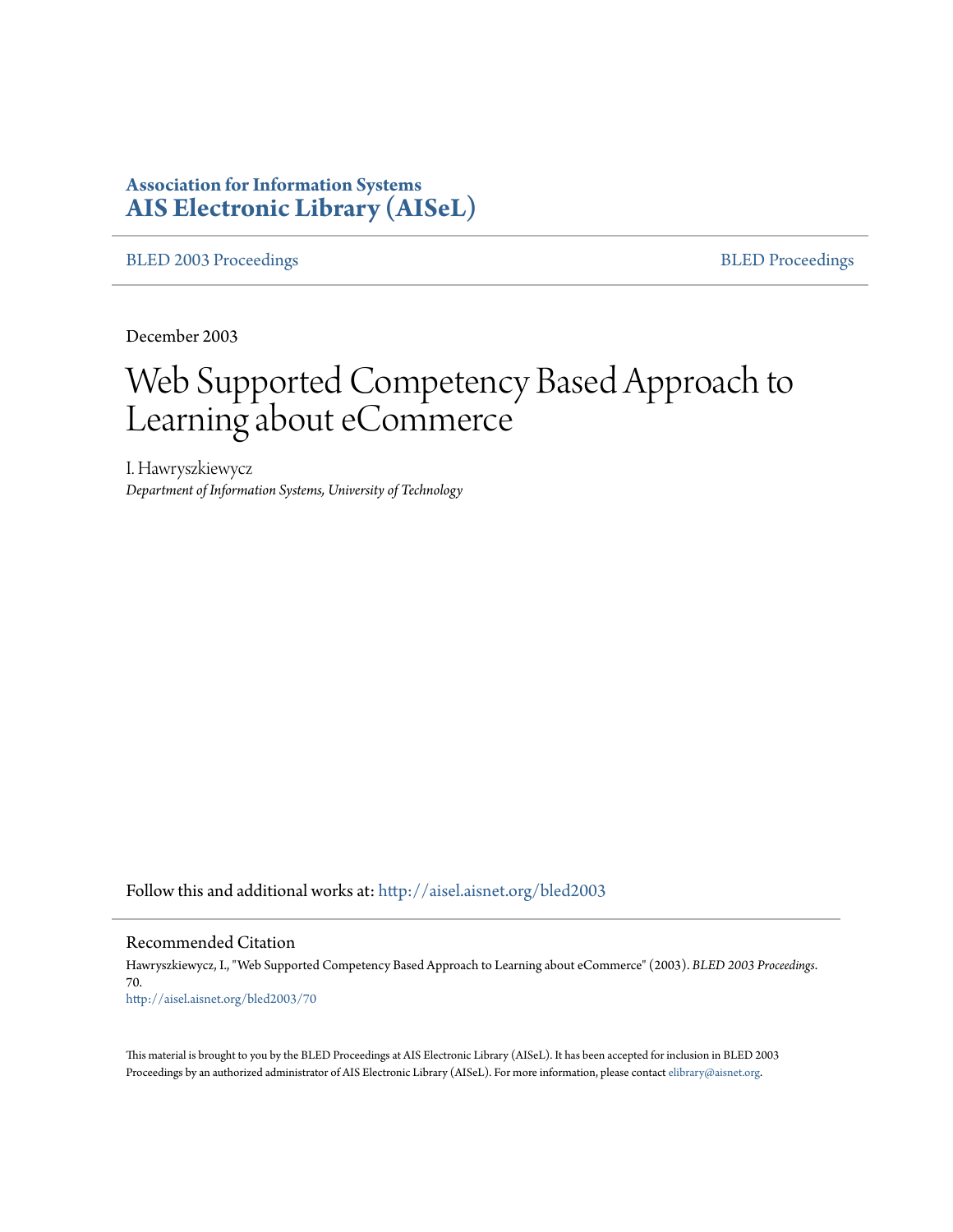**Association for Information Systems**
**AIS Electronic Library (AISeL)**

BLED 2003 Proceedings | BLED Proceedings

December 2003

# Web Supported Competency Based Approach to Learning about eCommerce

I. Hawryszkiewycz
*Department of Information Systems, University of Technology*

Follow this and additional works at: http://aisel.aisnet.org/bled2003

## Recommended Citation

Hawryszkiewycz, I., "Web Supported Competency Based Approach to Learning about eCommerce" (2003). *BLED 2003 Proceedings*. 70.
http://aisel.aisnet.org/bled2003/70

This material is brought to you by the BLED Proceedings at AIS Electronic Library (AISeL). It has been accepted for inclusion in BLED 2003 Proceedings by an authorized administrator of AIS Electronic Library (AISeL). For more information, please contact elibrary@aisnet.org.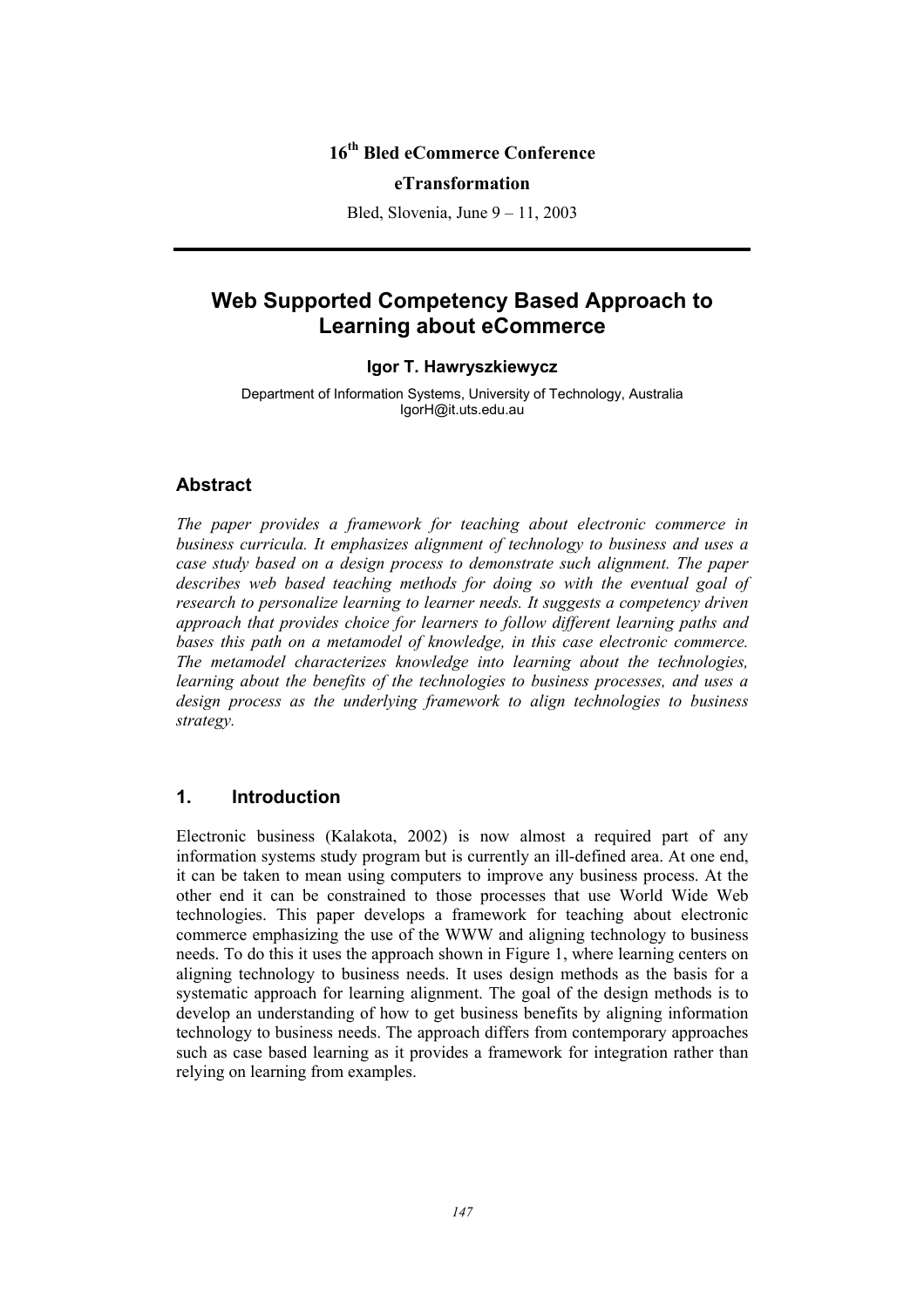16th Bled eCommerce Conference

**eTransformation**

Bled, Slovenia, June 9 – 11, 2003

# Web Supported Competency Based Approach to Learning about eCommerce

**Igor T. Hawryszkiewycz**

Department of Information Systems, University of Technology, Australia
IgorH@it.uts.edu.au

## Abstract

*The paper provides a framework for teaching about electronic commerce in business curricula. It emphasizes alignment of technology to business and uses a case study based on a design process to demonstrate such alignment. The paper describes web based teaching methods for doing so with the eventual goal of research to personalize learning to learner needs. It suggests a competency driven approach that provides choice for learners to follow different learning paths and bases this path on a metamodel of knowledge, in this case electronic commerce. The metamodel characterizes knowledge into learning about the technologies, learning about the benefits of the technologies to business processes, and uses a design process as the underlying framework to align technologies to business strategy.*

## 1. Introduction

Electronic business (Kalakota, 2002) is now almost a required part of any information systems study program but is currently an ill-defined area. At one end, it can be taken to mean using computers to improve any business process. At the other end it can be constrained to those processes that use World Wide Web technologies. This paper develops a framework for teaching about electronic commerce emphasizing the use of the WWW and aligning technology to business needs. To do this it uses the approach shown in Figure 1, where learning centers on aligning technology to business needs. It uses design methods as the basis for a systematic approach for learning alignment. The goal of the design methods is to develop an understanding of how to get business benefits by aligning information technology to business needs. The approach differs from contemporary approaches such as case based learning as it provides a framework for integration rather than relying on learning from examples.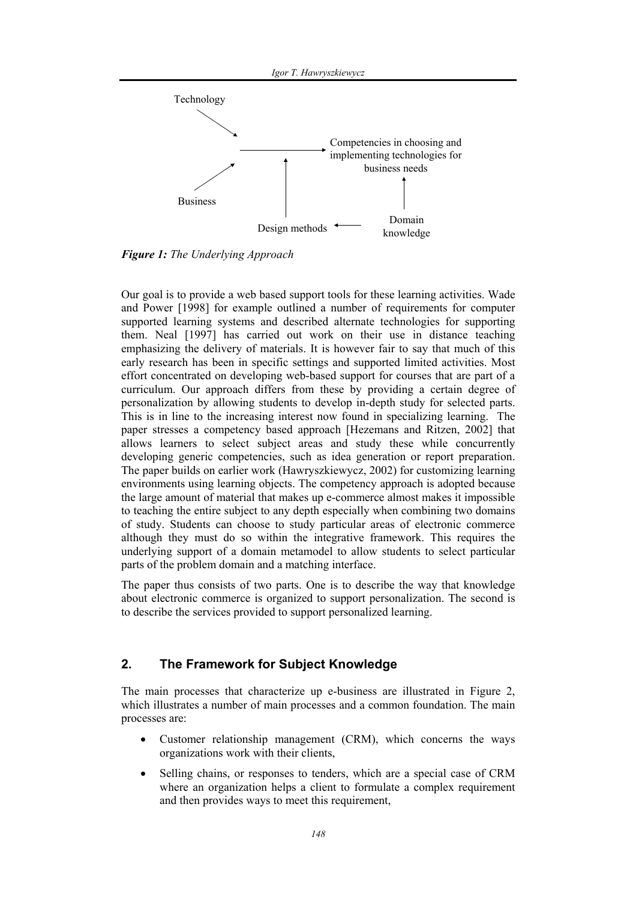Technology

Business

Competencies in choosing and implementing technologies for business needs

Design methods

Domain knowledge

***Figure 1:*** *The Underlying Approach*

Our goal is to provide a web based support tools for these learning activities. Wade and Power [1998] for example outlined a number of requirements for computer supported learning systems and described alternate technologies for supporting them. Neal [1997] has carried out work on their use in distance teaching emphasizing the delivery of materials. It is however fair to say that much of this early research has been in specific settings and supported limited activities. Most effort concentrated on developing web-based support for courses that are part of a curriculum. Our approach differs from these by providing a certain degree of personalization by allowing students to develop in-depth study for selected parts. This is in line to the increasing interest now found in specializing learning. The paper stresses a competency based approach [Hezemans and Ritzen, 2002] that allows learners to select subject areas and study these while concurrently developing generic competencies, such as idea generation or report preparation. The paper builds on earlier work (Hawryszkiewycz, 2002) for customizing learning environments using learning objects. The competency approach is adopted because the large amount of material that makes up e-commerce almost makes it impossible to teaching the entire subject to any depth especially when combining two domains of study. Students can choose to study particular areas of electronic commerce although they must do so within the integrative framework. This requires the underlying support of a domain metamodel to allow students to select particular parts of the problem domain and a matching interface.

The paper thus consists of two parts. One is to describe the way that knowledge about electronic commerce is organized to support personalization. The second is to describe the services provided to support personalized learning.

## 2. The Framework for Subject Knowledge

The main processes that characterize up e-business are illustrated in Figure 2, which illustrates a number of main processes and a common foundation. The main processes are:

- Customer relationship management (CRM), which concerns the ways organizations work with their clients,
- Selling chains, or responses to tenders, which are a special case of CRM where an organization helps a client to formulate a complex requirement and then provides ways to meet this requirement,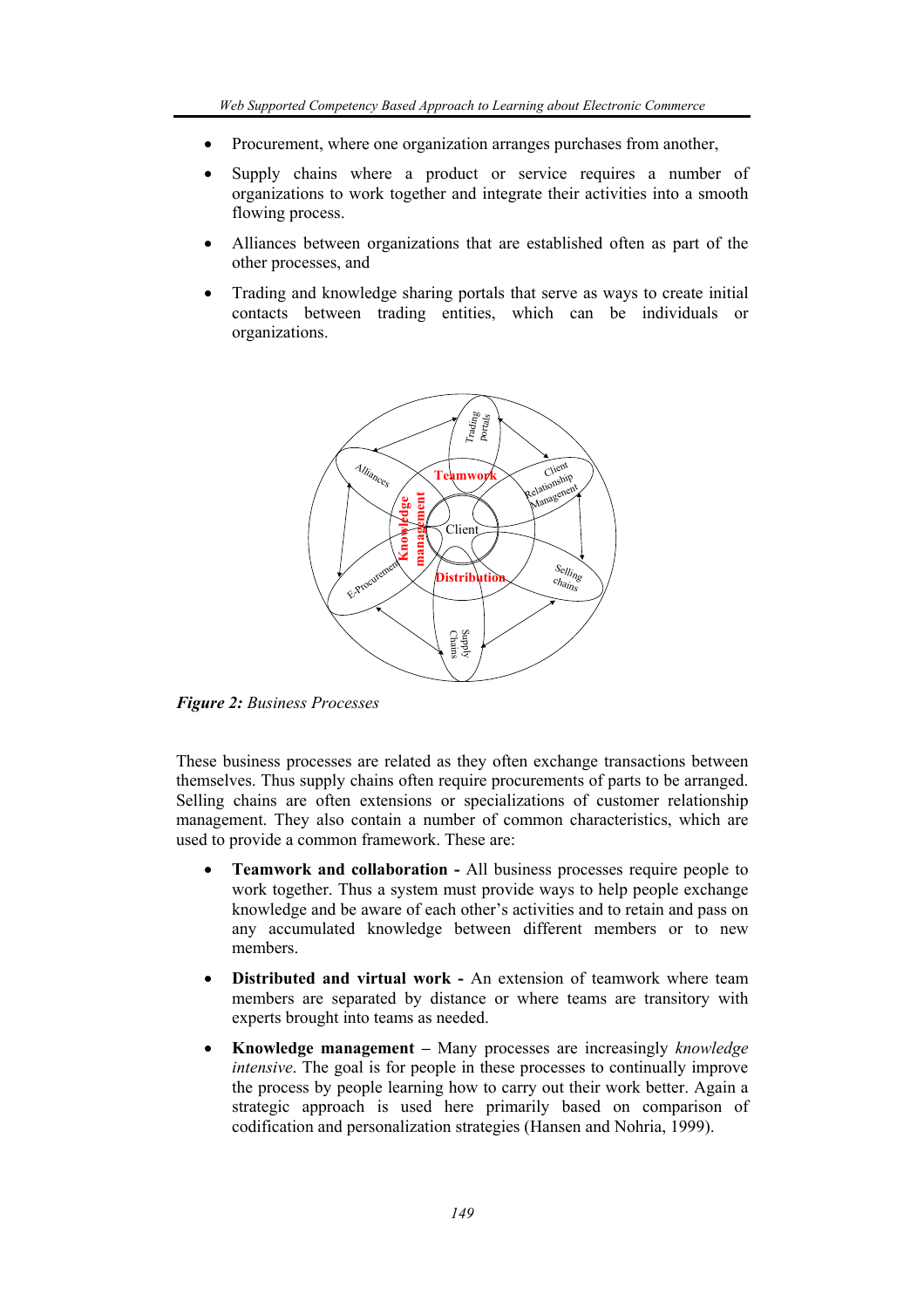- Procurement, where one organization arranges purchases from another,
- Supply chains where a product or service requires a number of organizations to work together and integrate their activities into a smooth flowing process.
- Alliances between organizations that are established often as part of the other processes, and
- Trading and knowledge sharing portals that serve as ways to create initial contacts between trading entities, which can be individuals or organizations.

***Figure 2:*** *Business Processes*

These business processes are related as they often exchange transactions between themselves. Thus supply chains often require procurements of parts to be arranged. Selling chains are often extensions or specializations of customer relationship management. They also contain a number of common characteristics, which are used to provide a common framework. These are:

- **Teamwork and collaboration -** All business processes require people to work together. Thus a system must provide ways to help people exchange knowledge and be aware of each other's activities and to retain and pass on any accumulated knowledge between different members or to new members.
- **Distributed and virtual work -** An extension of teamwork where team members are separated by distance or where teams are transitory with experts brought into teams as needed.
- **Knowledge management –** Many processes are increasingly *knowledge intensive*. The goal is for people in these processes to continually improve the process by people learning how to carry out their work better. Again a strategic approach is used here primarily based on comparison of codification and personalization strategies (Hansen and Nohria, 1999).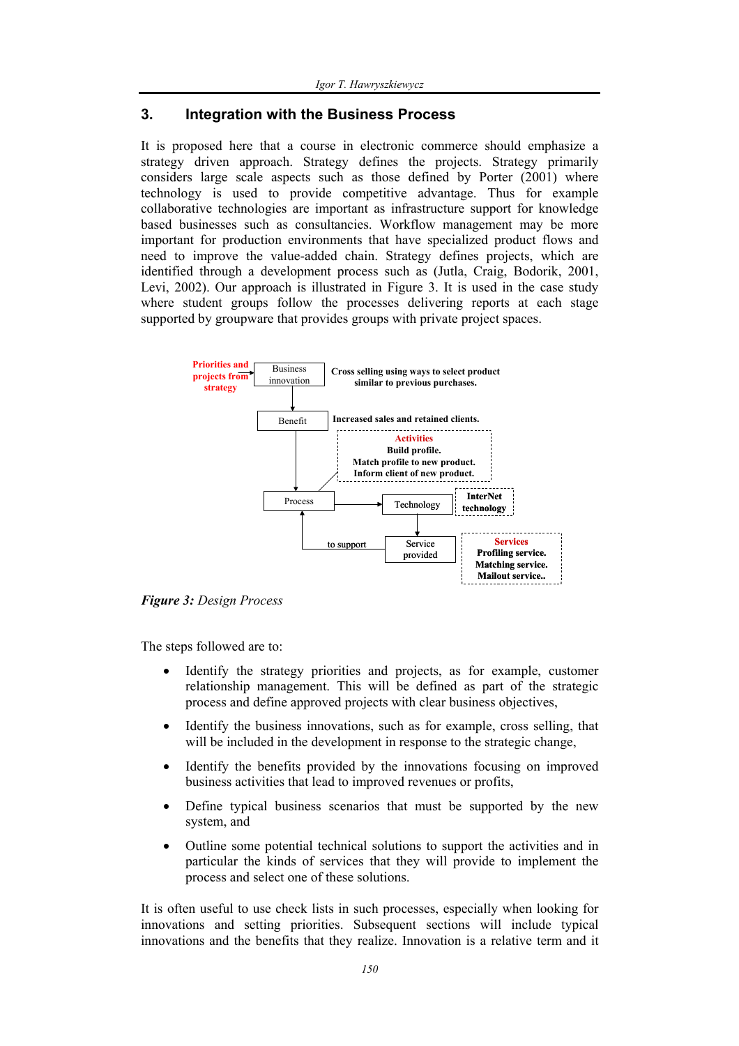## 3. Integration with the Business Process

It is proposed here that a course in electronic commerce should emphasize a strategy driven approach. Strategy defines the projects. Strategy primarily considers large scale aspects such as those defined by Porter (2001) where technology is used to provide competitive advantage. Thus for example collaborative technologies are important as infrastructure support for knowledge based businesses such as consultancies. Workflow management may be more important for production environments that have specialized product flows and need to improve the value-added chain. Strategy defines projects, which are identified through a development process such as (Jutla, Craig, Bodorik, 2001, Levi, 2002). Our approach is illustrated in Figure 3. It is used in the case study where student groups follow the processes delivering reports at each stage supported by groupware that provides groups with private project spaces.

Priorities and projects from strategy → Business innovation — Cross selling using ways to select product similar to previous purchases.

Benefit — Increased sales and retained clients.

Activities: Build profile. Match profile to new product. Inform client of new product.

Process → Technology — InterNet technology

Service provided (to support Process) — Services: Profiling service. Matching service. Mailout service..

***Figure 3:*** *Design Process*

The steps followed are to:

- Identify the strategy priorities and projects, as for example, customer relationship management. This will be defined as part of the strategic process and define approved projects with clear business objectives,
- Identify the business innovations, such as for example, cross selling, that will be included in the development in response to the strategic change,
- Identify the benefits provided by the innovations focusing on improved business activities that lead to improved revenues or profits,
- Define typical business scenarios that must be supported by the new system, and
- Outline some potential technical solutions to support the activities and in particular the kinds of services that they will provide to implement the process and select one of these solutions.

It is often useful to use check lists in such processes, especially when looking for innovations and setting priorities. Subsequent sections will include typical innovations and the benefits that they realize. Innovation is a relative term and it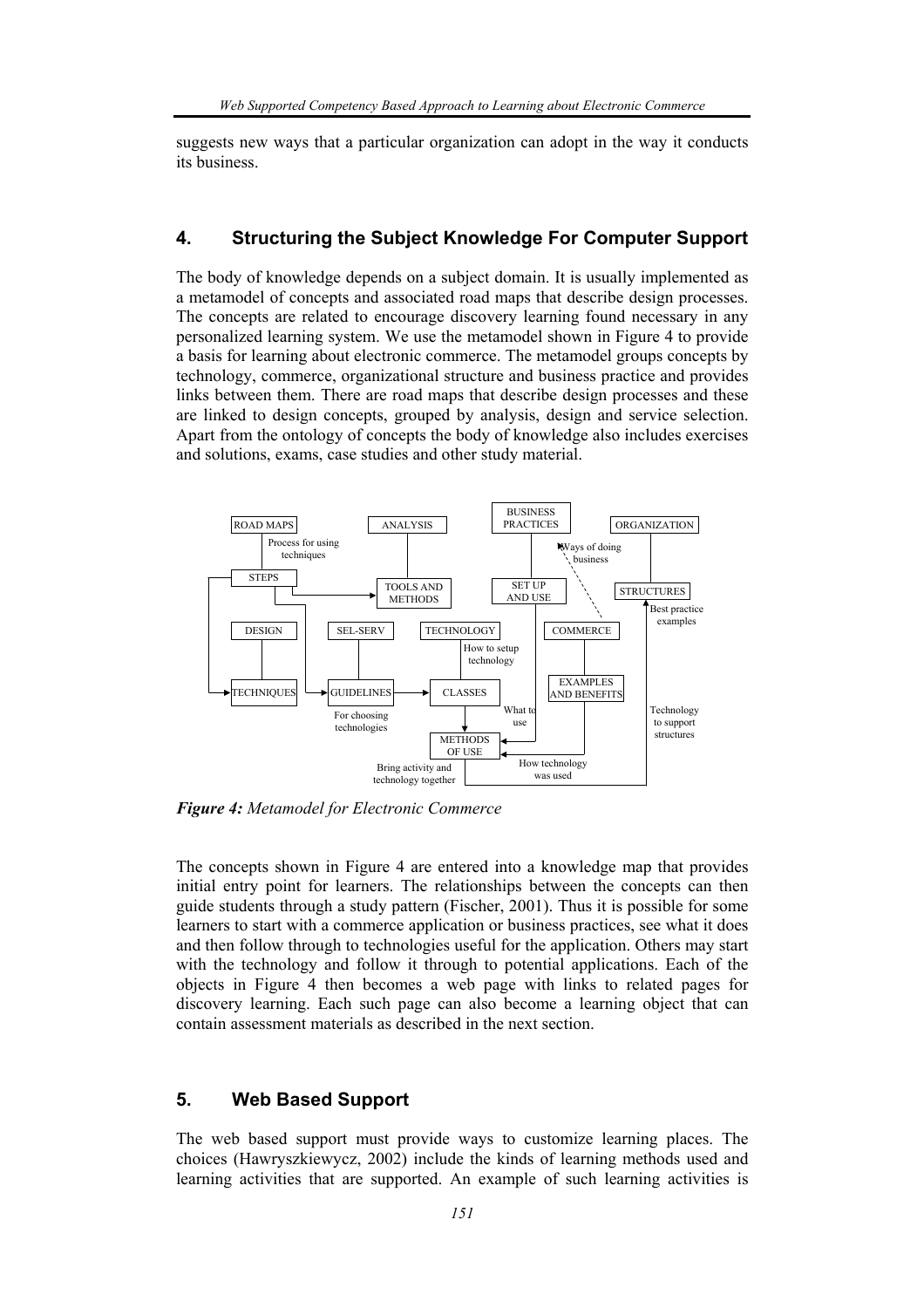suggests new ways that a particular organization can adopt in the way it conducts its business.

## 4. Structuring the Subject Knowledge For Computer Support

The body of knowledge depends on a subject domain. It is usually implemented as a metamodel of concepts and associated road maps that describe design processes. The concepts are related to encourage discovery learning found necessary in any personalized learning system. We use the metamodel shown in Figure 4 to provide a basis for learning about electronic commerce. The metamodel groups concepts by technology, commerce, organizational structure and business practice and provides links between them. There are road maps that describe design processes and these are linked to design concepts, grouped by analysis, design and service selection. Apart from the ontology of concepts the body of knowledge also includes exercises and solutions, exams, case studies and other study material.

***Figure 4:*** *Metamodel for Electronic Commerce*

The concepts shown in Figure 4 are entered into a knowledge map that provides initial entry point for learners. The relationships between the concepts can then guide students through a study pattern (Fischer, 2001). Thus it is possible for some learners to start with a commerce application or business practices, see what it does and then follow through to technologies useful for the application. Others may start with the technology and follow it through to potential applications. Each of the objects in Figure 4 then becomes a web page with links to related pages for discovery learning. Each such page can also become a learning object that can contain assessment materials as described in the next section.

## 5. Web Based Support

The web based support must provide ways to customize learning places. The choices (Hawryszkiewycz, 2002) include the kinds of learning methods used and learning activities that are supported. An example of such learning activities is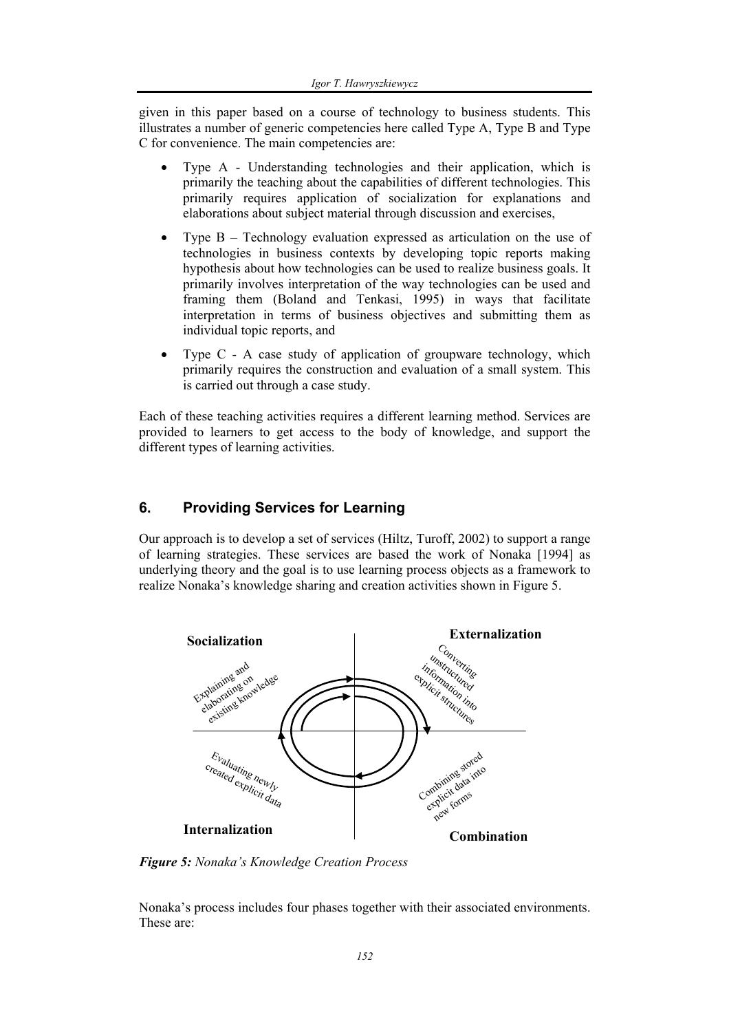given in this paper based on a course of technology to business students. This illustrates a number of generic competencies here called Type A, Type B and Type C for convenience. The main competencies are:

- Type A - Understanding technologies and their application, which is primarily the teaching about the capabilities of different technologies. This primarily requires application of socialization for explanations and elaborations about subject material through discussion and exercises,
- Type B – Technology evaluation expressed as articulation on the use of technologies in business contexts by developing topic reports making hypothesis about how technologies can be used to realize business goals. It primarily involves interpretation of the way technologies can be used and framing them (Boland and Tenkasi, 1995) in ways that facilitate interpretation in terms of business objectives and submitting them as individual topic reports, and
- Type C - A case study of application of groupware technology, which primarily requires the construction and evaluation of a small system. This is carried out through a case study.

Each of these teaching activities requires a different learning method. Services are provided to learners to get access to the body of knowledge, and support the different types of learning activities.

## 6. Providing Services for Learning

Our approach is to develop a set of services (Hiltz, Turoff, 2002) to support a range of learning strategies. These services are based the work of Nonaka [1994] as underlying theory and the goal is to use learning process objects as a framework to realize Nonaka's knowledge sharing and creation activities shown in Figure 5.

**Socialization** — Explaining and elaborating on existing knowledge

**Externalization** — Converting unstructured information into explicit structures

**Combination** — Combining stored explicit data into new forms

**Internalization** — Evaluating newly created explicit data

***Figure 5:*** *Nonaka's Knowledge Creation Process*

Nonaka's process includes four phases together with their associated environments. These are: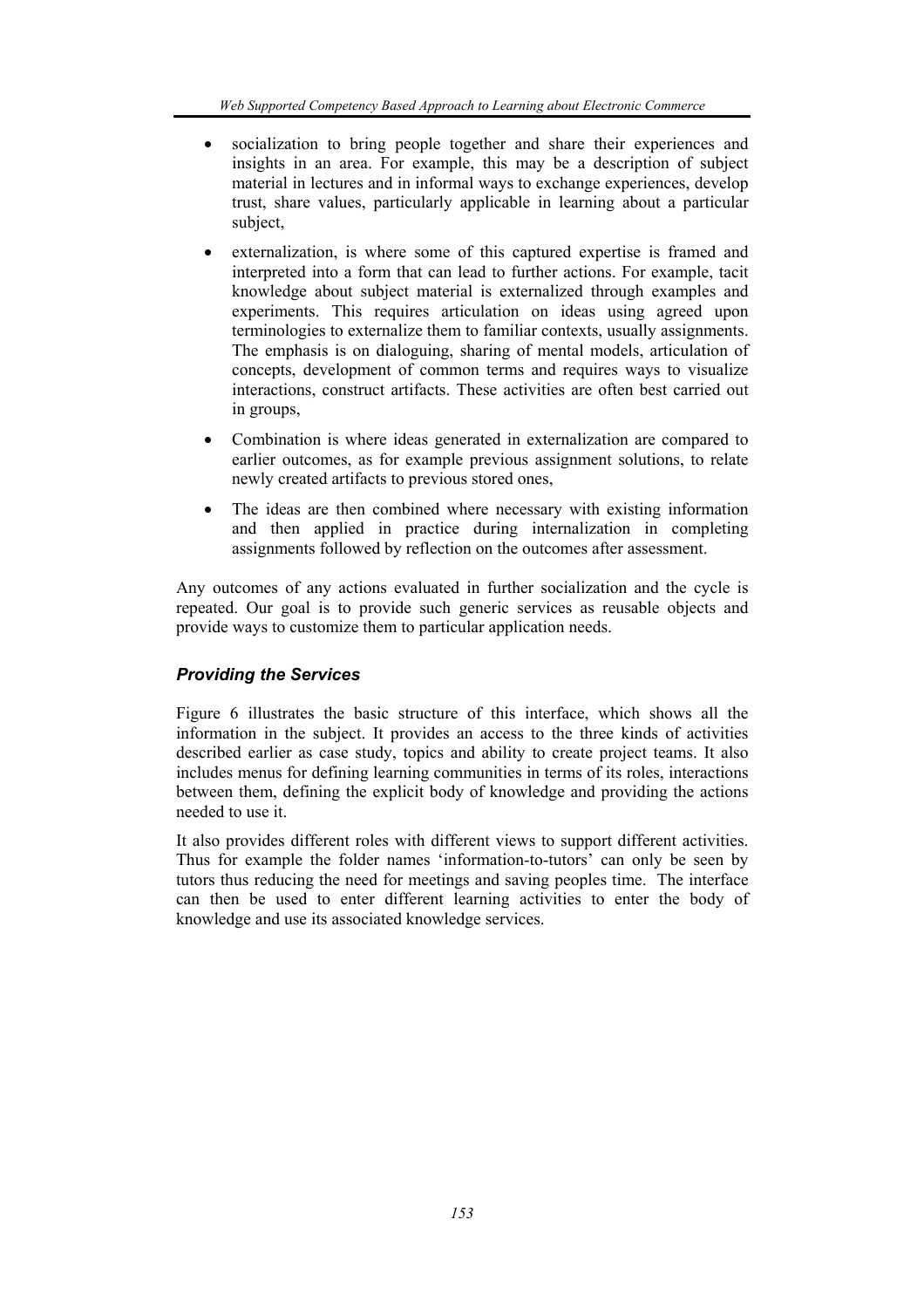- socialization to bring people together and share their experiences and insights in an area. For example, this may be a description of subject material in lectures and in informal ways to exchange experiences, develop trust, share values, particularly applicable in learning about a particular subject,
- externalization, is where some of this captured expertise is framed and interpreted into a form that can lead to further actions. For example, tacit knowledge about subject material is externalized through examples and experiments. This requires articulation on ideas using agreed upon terminologies to externalize them to familiar contexts, usually assignments. The emphasis is on dialoguing, sharing of mental models, articulation of concepts, development of common terms and requires ways to visualize interactions, construct artifacts. These activities are often best carried out in groups,
- Combination is where ideas generated in externalization are compared to earlier outcomes, as for example previous assignment solutions, to relate newly created artifacts to previous stored ones,
- The ideas are then combined where necessary with existing information and then applied in practice during internalization in completing assignments followed by reflection on the outcomes after assessment.

Any outcomes of any actions evaluated in further socialization and the cycle is repeated. Our goal is to provide such generic services as reusable objects and provide ways to customize them to particular application needs.

### *Providing the Services*

Figure 6 illustrates the basic structure of this interface, which shows all the information in the subject. It provides an access to the three kinds of activities described earlier as case study, topics and ability to create project teams. It also includes menus for defining learning communities in terms of its roles, interactions between them, defining the explicit body of knowledge and providing the actions needed to use it.

It also provides different roles with different views to support different activities. Thus for example the folder names 'information-to-tutors' can only be seen by tutors thus reducing the need for meetings and saving peoples time. The interface can then be used to enter different learning activities to enter the body of knowledge and use its associated knowledge services.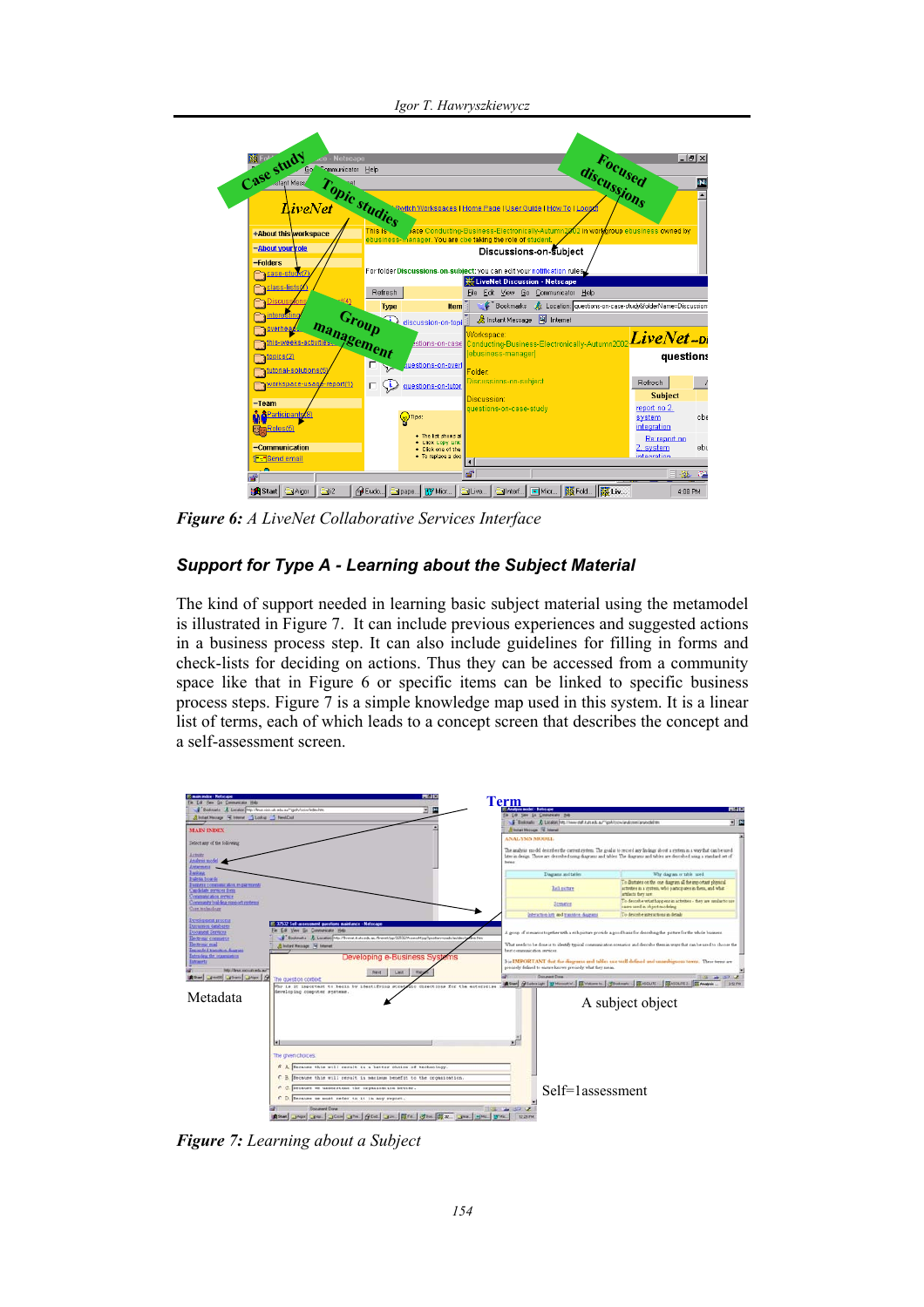***Figure 6:** A LiveNet Collaborative Services Interface*

## Support for Type A - Learning about the Subject Material

The kind of support needed in learning basic subject material using the metamodel is illustrated in Figure 7. It can include previous experiences and suggested actions in a business process step. It can also include guidelines for filling in forms and check-lists for deciding on actions. Thus they can be accessed from a community space like that in Figure 6 or specific items can be linked to specific business process steps. Figure 7 is a simple knowledge map used in this system. It is a linear list of terms, each of which leads to a concept screen that describes the concept and a self-assessment screen.

***Figure 7:** Learning about a Subject*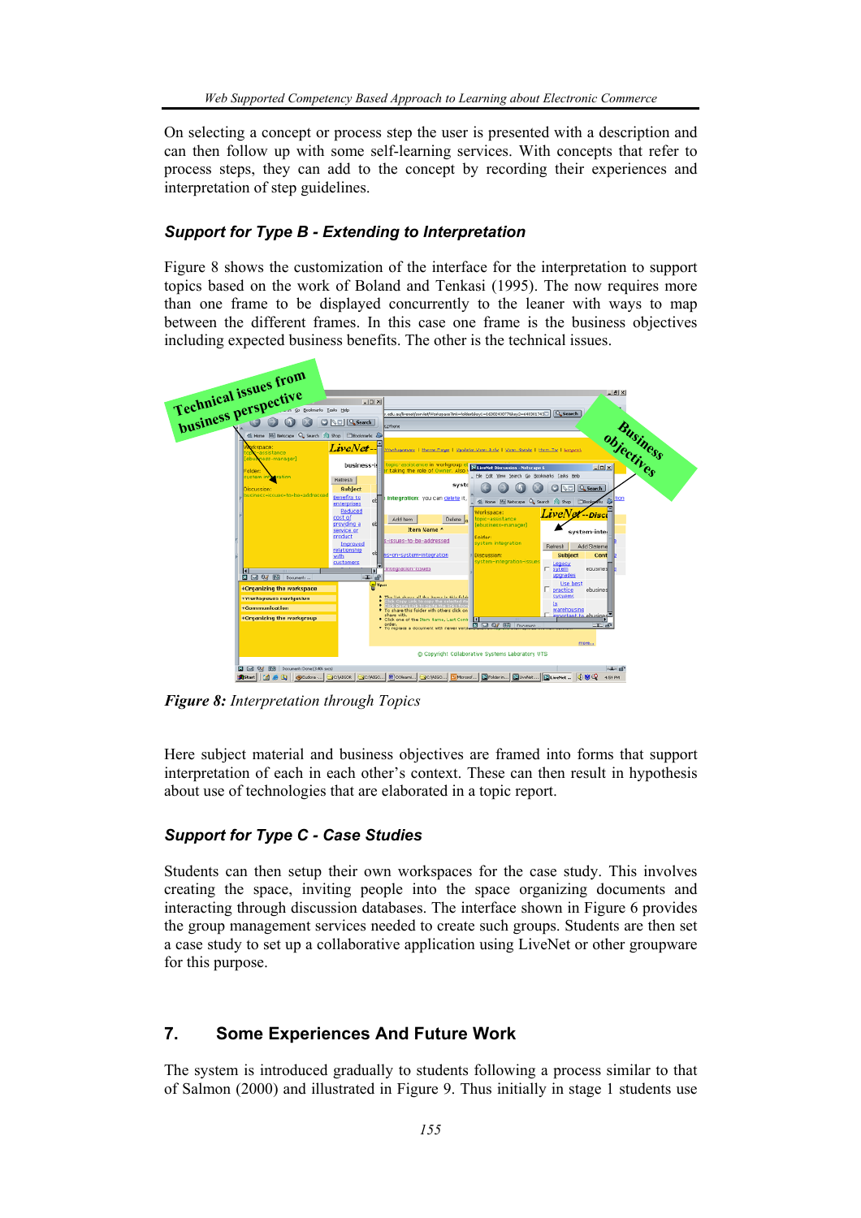On selecting a concept or process step the user is presented with a description and can then follow up with some self-learning services. With concepts that refer to process steps, they can add to the concept by recording their experiences and interpretation of step guidelines.

### Support for Type B - Extending to Interpretation

Figure 8 shows the customization of the interface for the interpretation to support topics based on the work of Boland and Tenkasi (1995). The now requires more than one frame to be displayed concurrently to the leaner with ways to map between the different frames. In this case one frame is the business objectives including expected business benefits. The other is the technical issues.

***Figure 8:*** *Interpretation through Topics*

Here subject material and business objectives are framed into forms that support interpretation of each in each other's context. These can then result in hypothesis about use of technologies that are elaborated in a topic report.

### Support for Type C - Case Studies

Students can then setup their own workspaces for the case study. This involves creating the space, inviting people into the space organizing documents and interacting through discussion databases. The interface shown in Figure 6 provides the group management services needed to create such groups. Students are then set a case study to set up a collaborative application using LiveNet or other groupware for this purpose.

## 7. Some Experiences And Future Work

The system is introduced gradually to students following a process similar to that of Salmon (2000) and illustrated in Figure 9. Thus initially in stage 1 students use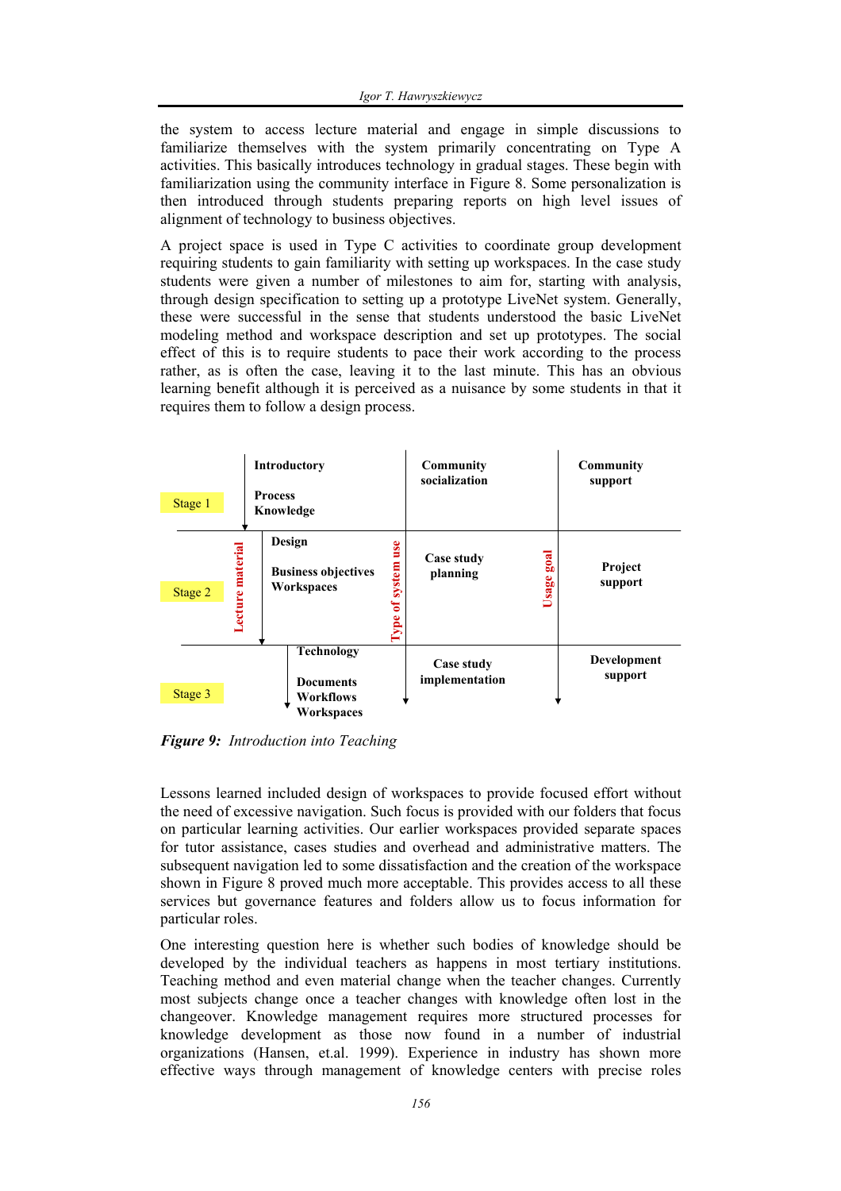the system to access lecture material and engage in simple discussions to familiarize themselves with the system primarily concentrating on Type A activities. This basically introduces technology in gradual stages. These begin with familiarization using the community interface in Figure 8. Some personalization is then introduced through students preparing reports on high level issues of alignment of technology to business objectives.

A project space is used in Type C activities to coordinate group development requiring students to gain familiarity with setting up workspaces. In the case study students were given a number of milestones to aim for, starting with analysis, through design specification to setting up a prototype LiveNet system. Generally, these were successful in the sense that students understood the basic LiveNet modeling method and workspace description and set up prototypes. The social effect of this is to require students to pace their work according to the process rather, as is often the case, leaving it to the last minute. This has an obvious learning benefit although it is perceived as a nuisance by some students in that it requires them to follow a design process.

| | Lecture material | Type of system use | Usage goal |
|---|---|---|---|
| Stage 1 | **Introductory**<br>**Process**<br>**Knowledge** | **Community socialization** | **Community support** |
| Stage 2 | **Design**<br>**Business objectives**<br>**Workspaces** | **Case study planning** | **Project support** |
| Stage 3 | **Technology**<br>**Documents**<br>**Workflows**<br>**Workspaces** | **Case study implementation** | **Development support** |

***Figure 9:*** *Introduction into Teaching*

Lessons learned included design of workspaces to provide focused effort without the need of excessive navigation. Such focus is provided with our folders that focus on particular learning activities. Our earlier workspaces provided separate spaces for tutor assistance, cases studies and overhead and administrative matters. The subsequent navigation led to some dissatisfaction and the creation of the workspace shown in Figure 8 proved much more acceptable. This provides access to all these services but governance features and folders allow us to focus information for particular roles.

One interesting question here is whether such bodies of knowledge should be developed by the individual teachers as happens in most tertiary institutions. Teaching method and even material change when the teacher changes. Currently most subjects change once a teacher changes with knowledge often lost in the changeover. Knowledge management requires more structured processes for knowledge development as those now found in a number of industrial organizations (Hansen, et.al. 1999). Experience in industry has shown more effective ways through management of knowledge centers with precise roles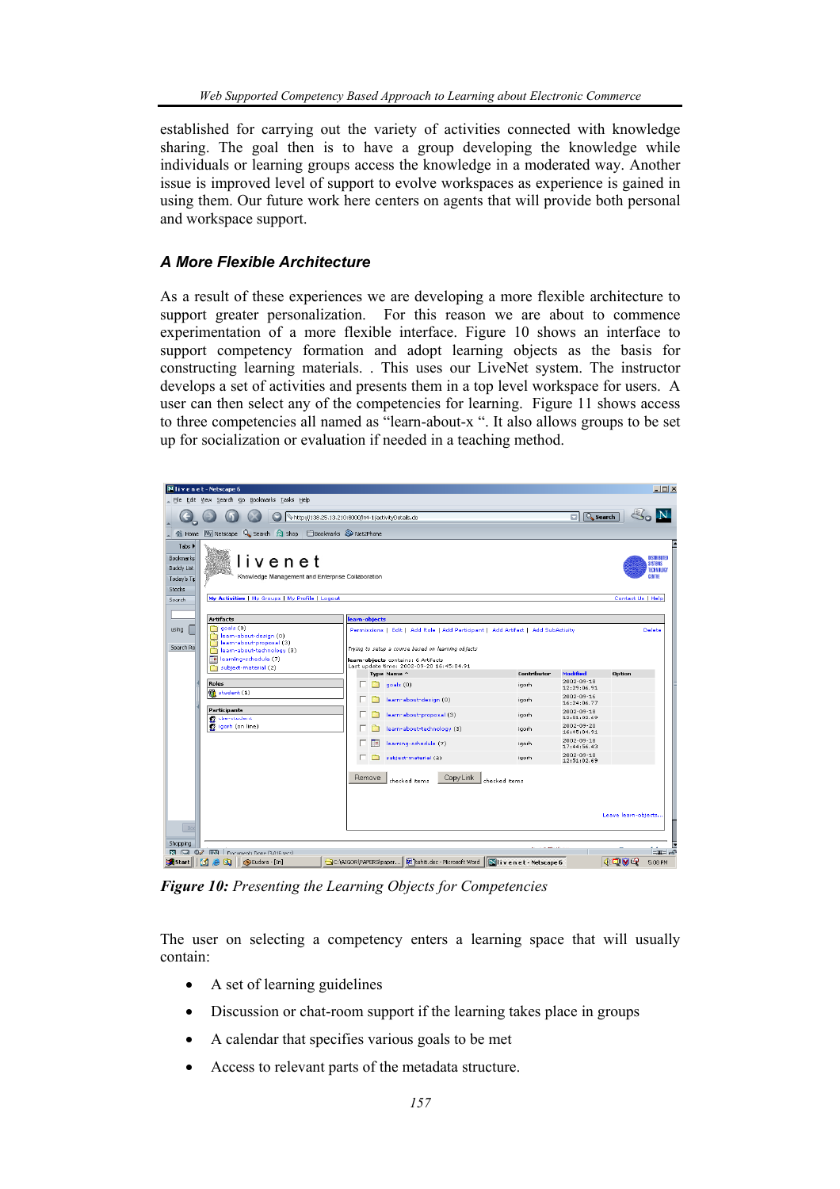established for carrying out the variety of activities connected with knowledge sharing. The goal then is to have a group developing the knowledge while individuals or learning groups access the knowledge in a moderated way. Another issue is improved level of support to evolve workspaces as experience is gained in using them. Our future work here centers on agents that will provide both personal and workspace support.

### A More Flexible Architecture

As a result of these experiences we are developing a more flexible architecture to support greater personalization. For this reason we are about to commence experimentation of a more flexible interface. Figure 10 shows an interface to support competency formation and adopt learning objects as the basis for constructing learning materials. . This uses our LiveNet system. The instructor develops a set of activities and presents them in a top level workspace for users. A user can then select any of the competencies for learning. Figure 11 shows access to three competencies all named as "learn-about-x ". It also allows groups to be set up for socialization or evaluation if needed in a teaching method.

***Figure 10:*** *Presenting the Learning Objects for Competencies*

The user on selecting a competency enters a learning space that will usually contain:

- A set of learning guidelines
- Discussion or chat-room support if the learning takes place in groups
- A calendar that specifies various goals to be met
- Access to relevant parts of the metadata structure.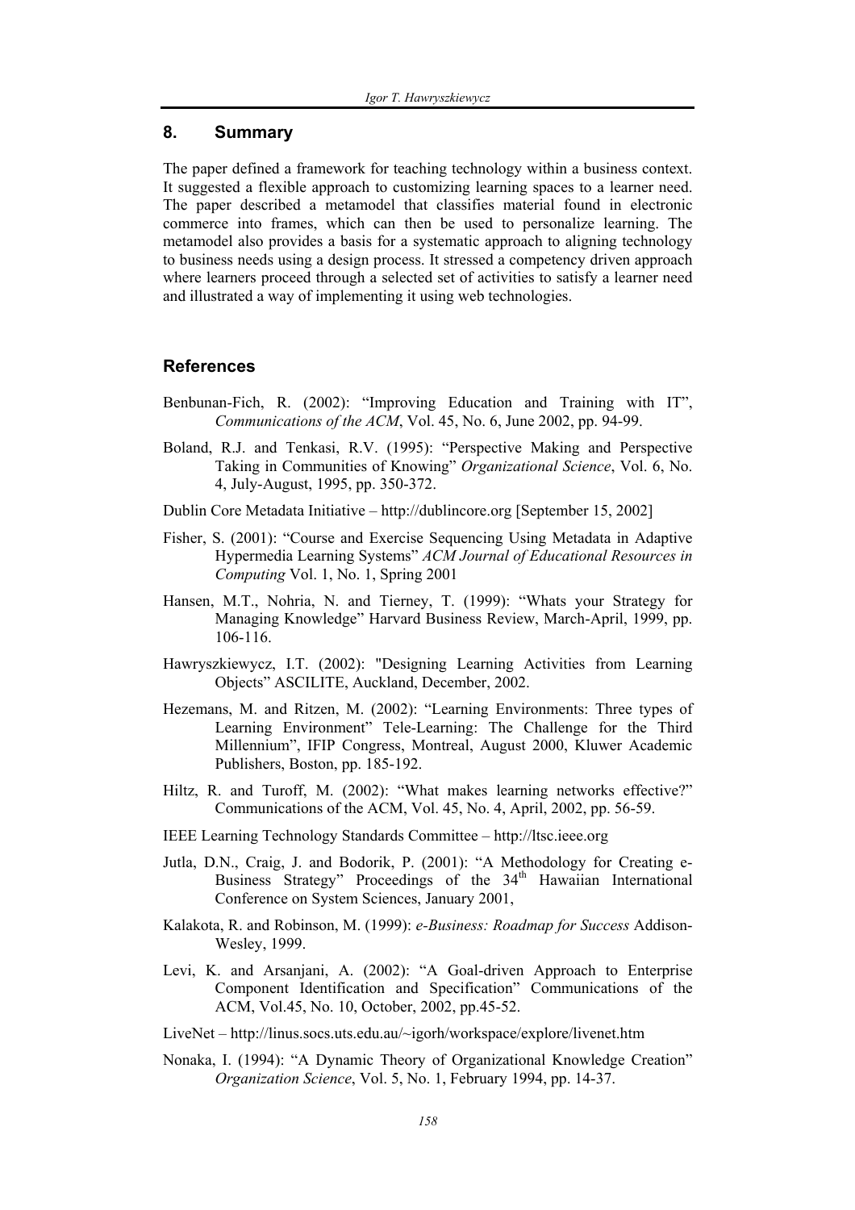## 8. Summary

The paper defined a framework for teaching technology within a business context. It suggested a flexible approach to customizing learning spaces to a learner need. The paper described a metamodel that classifies material found in electronic commerce into frames, which can then be used to personalize learning. The metamodel also provides a basis for a systematic approach to aligning technology to business needs using a design process. It stressed a competency driven approach where learners proceed through a selected set of activities to satisfy a learner need and illustrated a way of implementing it using web technologies.

## References

Benbunan-Fich, R. (2002): "Improving Education and Training with IT", *Communications of the ACM*, Vol. 45, No. 6, June 2002, pp. 94-99.

Boland, R.J. and Tenkasi, R.V. (1995): "Perspective Making and Perspective Taking in Communities of Knowing" *Organizational Science*, Vol. 6, No. 4, July-August, 1995, pp. 350-372.

Dublin Core Metadata Initiative – http://dublincore.org [September 15, 2002]

Fisher, S. (2001): "Course and Exercise Sequencing Using Metadata in Adaptive Hypermedia Learning Systems" *ACM Journal of Educational Resources in Computing* Vol. 1, No. 1, Spring 2001

Hansen, M.T., Nohria, N. and Tierney, T. (1999): "Whats your Strategy for Managing Knowledge" Harvard Business Review, March-April, 1999, pp. 106-116.

Hawryszkiewycz, I.T. (2002): "Designing Learning Activities from Learning Objects" ASCILITE, Auckland, December, 2002.

Hezemans, M. and Ritzen, M. (2002): "Learning Environments: Three types of Learning Environment" Tele-Learning: The Challenge for the Third Millennium", IFIP Congress, Montreal, August 2000, Kluwer Academic Publishers, Boston, pp. 185-192.

Hiltz, R. and Turoff, M. (2002): "What makes learning networks effective?" Communications of the ACM, Vol. 45, No. 4, April, 2002, pp. 56-59.

IEEE Learning Technology Standards Committee – http://ltsc.ieee.org

Jutla, D.N., Craig, J. and Bodorik, P. (2001): "A Methodology for Creating e-Business Strategy" Proceedings of the 34th Hawaiian International Conference on System Sciences, January 2001,

Kalakota, R. and Robinson, M. (1999): *e-Business: Roadmap for Success* Addison-Wesley, 1999.

Levi, K. and Arsanjani, A. (2002): "A Goal-driven Approach to Enterprise Component Identification and Specification" Communications of the ACM, Vol.45, No. 10, October, 2002, pp.45-52.

LiveNet – http://linus.socs.uts.edu.au/~igorh/workspace/explore/livenet.htm

Nonaka, I. (1994): "A Dynamic Theory of Organizational Knowledge Creation" *Organization Science*, Vol. 5, No. 1, February 1994, pp. 14-37.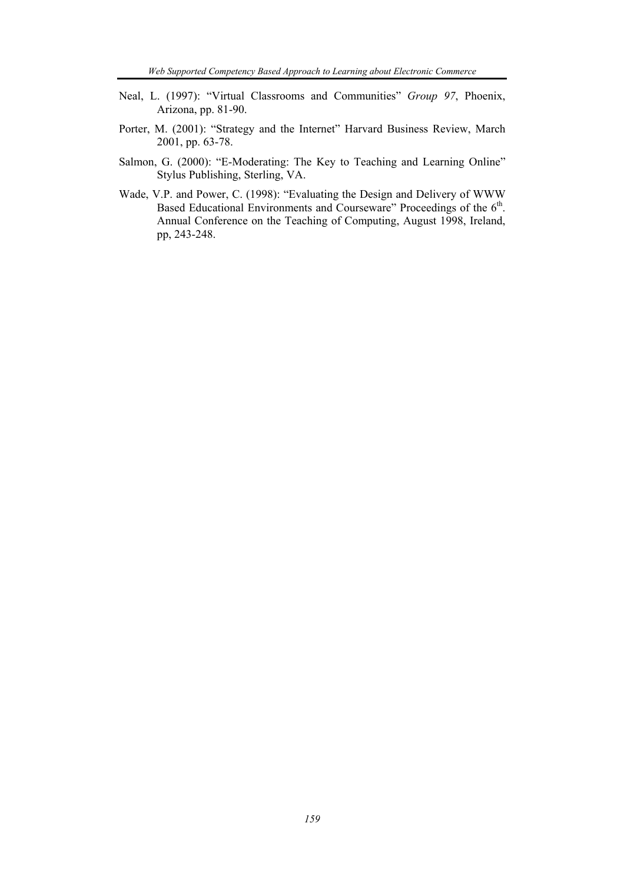Neal, L. (1997): "Virtual Classrooms and Communities" *Group 97*, Phoenix, Arizona, pp. 81-90.

Porter, M. (2001): "Strategy and the Internet" Harvard Business Review, March 2001, pp. 63-78.

Salmon, G. (2000): "E-Moderating: The Key to Teaching and Learning Online" Stylus Publishing, Sterling, VA.

Wade, V.P. and Power, C. (1998): "Evaluating the Design and Delivery of WWW Based Educational Environments and Courseware" Proceedings of the 6th. Annual Conference on the Teaching of Computing, August 1998, Ireland, pp, 243-248.